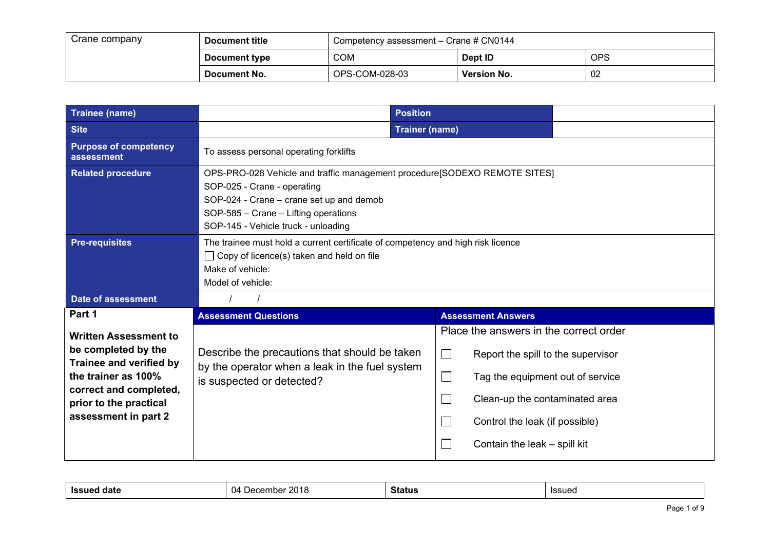| Crane company | Document title | Competency assessment – Crane # CN0144 | | |
|---|---|---|---|---|
| | Document type | COM | Dept ID | OPS |
| | Document No. | OPS-COM-028-03 | Version No. | 02 |

| **Trainee (name)** | | **Position** | |
|---|---|---|---|
| **Site** | | **Trainer (name)** | |
| **Purpose of competency assessment** | To assess personal operating forklifts | | |
| **Related procedure** | OPS-PRO-028 Vehicle and traffic management procedure[SODEXO REMOTE SITES]<br>SOP-025 - Crane - operating<br>SOP-024 - Crane – crane set up and demob<br>SOP-585 – Crane – Lifting operations<br>SOP-145 - Vehicle truck - unloading | | |
| **Pre-requisites** | The trainee must hold a current certificate of competency and high risk licence<br>☐ Copy of licence(s) taken and held on file<br>Make of vehicle:<br>Model of vehicle: | | |
| **Date of assessment** | / / | | |

| **Part 1**<br><br>**Written Assessment to be completed by the Trainee and verified by the trainer as 100% correct and completed, prior to the practical assessment in part 2** | **Assessment Questions** | **Assessment Answers** |
|---|---|---|
| | Describe the precautions that should be taken by the operator when a leak in the fuel system is suspected or detected? | Place the answers in the correct order<br>☐ Report the spill to the supervisor<br>☐ Tag the equipment out of service<br>☐ Clean-up the contaminated area<br>☐ Control the leak (if possible)<br>☐ Contain the leak – spill kit |

| **Issued date** | 04 December 2018 | **Status** | Issued |
|---|---|---|---|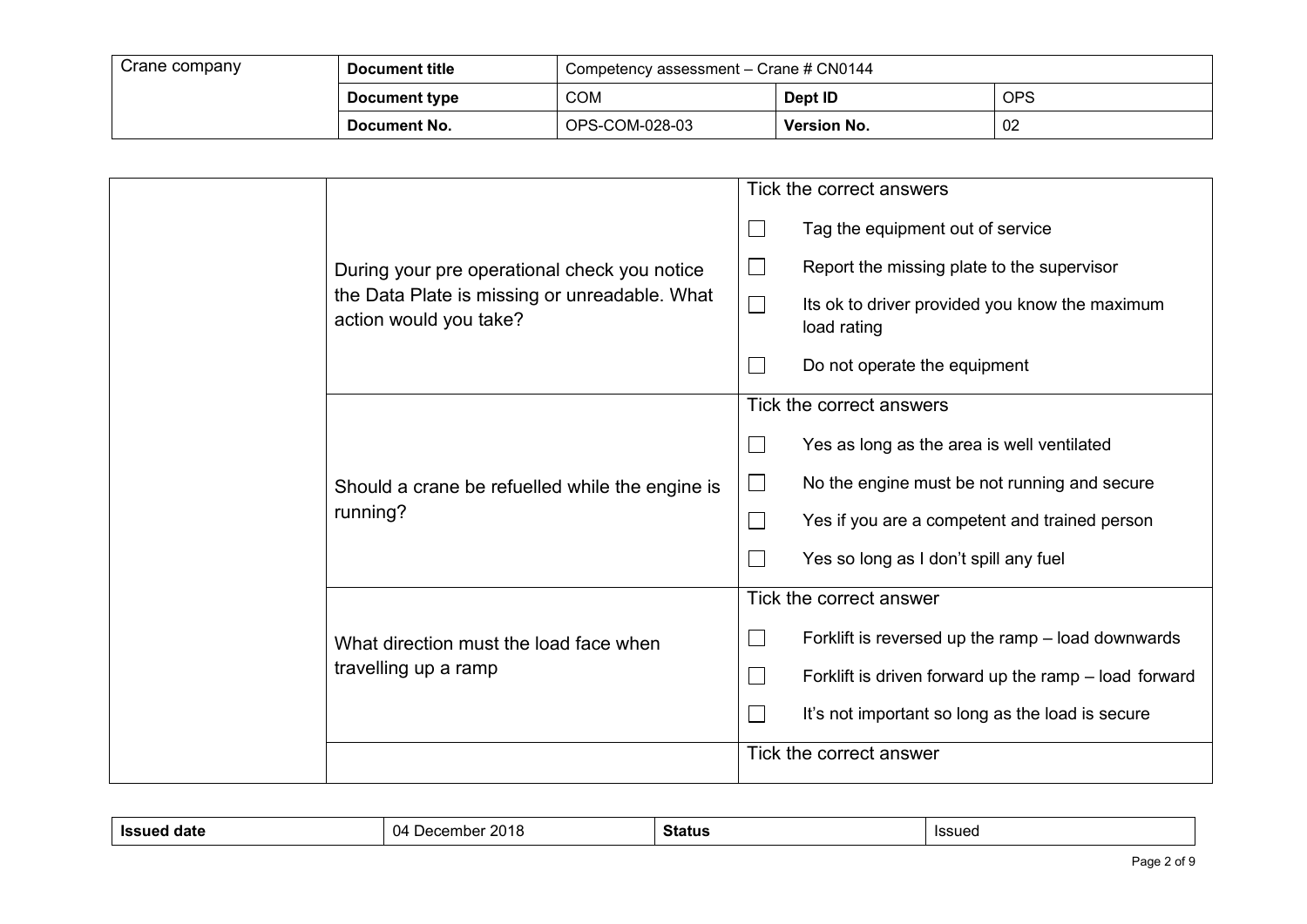| Crane company | Document title | Competency assessment – Crane # CN0144 | | |
|---|---|---|---|---|
| | Document type | COM | Dept ID | OPS |
| | Document No. | OPS-COM-028-03 | Version No. | 02 |

| | | |
|---|---|---|
| | During your pre operational check you notice the Data Plate is missing or unreadable. What action would you take? | Tick the correct answers<br>☐ Tag the equipment out of service<br>☐ Report the missing plate to the supervisor<br>☐ Its ok to driver provided you know the maximum load rating<br>☐ Do not operate the equipment |
| | Should a crane be refuelled while the engine is running? | Tick the correct answers<br>☐ Yes as long as the area is well ventilated<br>☐ No the engine must be not running and secure<br>☐ Yes if you are a competent and trained person<br>☐ Yes so long as I don't spill any fuel |
| | What direction must the load face when travelling up a ramp | Tick the correct answer<br>☐ Forklift is reversed up the ramp – load downwards<br>☐ Forklift is driven forward up the ramp – load forward<br>☐ It's not important so long as the load is secure |
| | | Tick the correct answer |

| Issued date | 04 December 2018 | Status | Issued |
|---|---|---|---|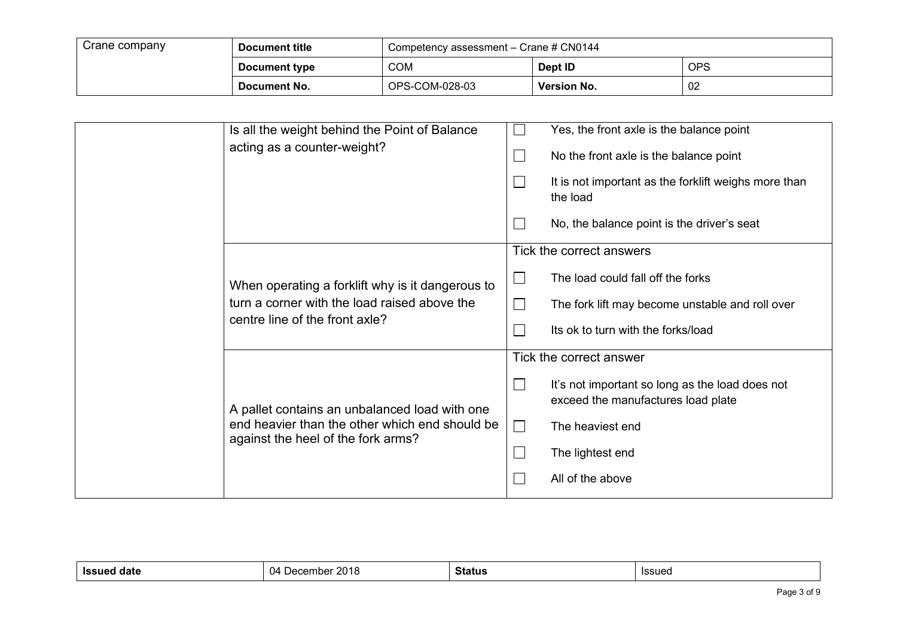| | | |
|---|---|---|
| | Is all the weight behind the Point of Balance acting as a counter-weight? | ☐ Yes, the front axle is the balance point<br>☐ No the front axle is the balance point<br>☐ It is not important as the forklift weighs more than the load<br>☐ No, the balance point is the driver's seat |
| | When operating a forklift why is it dangerous to turn a corner with the load raised above the centre line of the front axle? | Tick the correct answers<br>☐ The load could fall off the forks<br>☐ The fork lift may become unstable and roll over<br>☐ Its ok to turn with the forks/load |
| | A pallet contains an unbalanced load with one end heavier than the other which end should be against the heel of the fork arms? | Tick the correct answer<br>☐ It's not important so long as the load does not exceed the manufactures load plate<br>☐ The heaviest end<br>☐ The lightest end<br>☐ All of the above |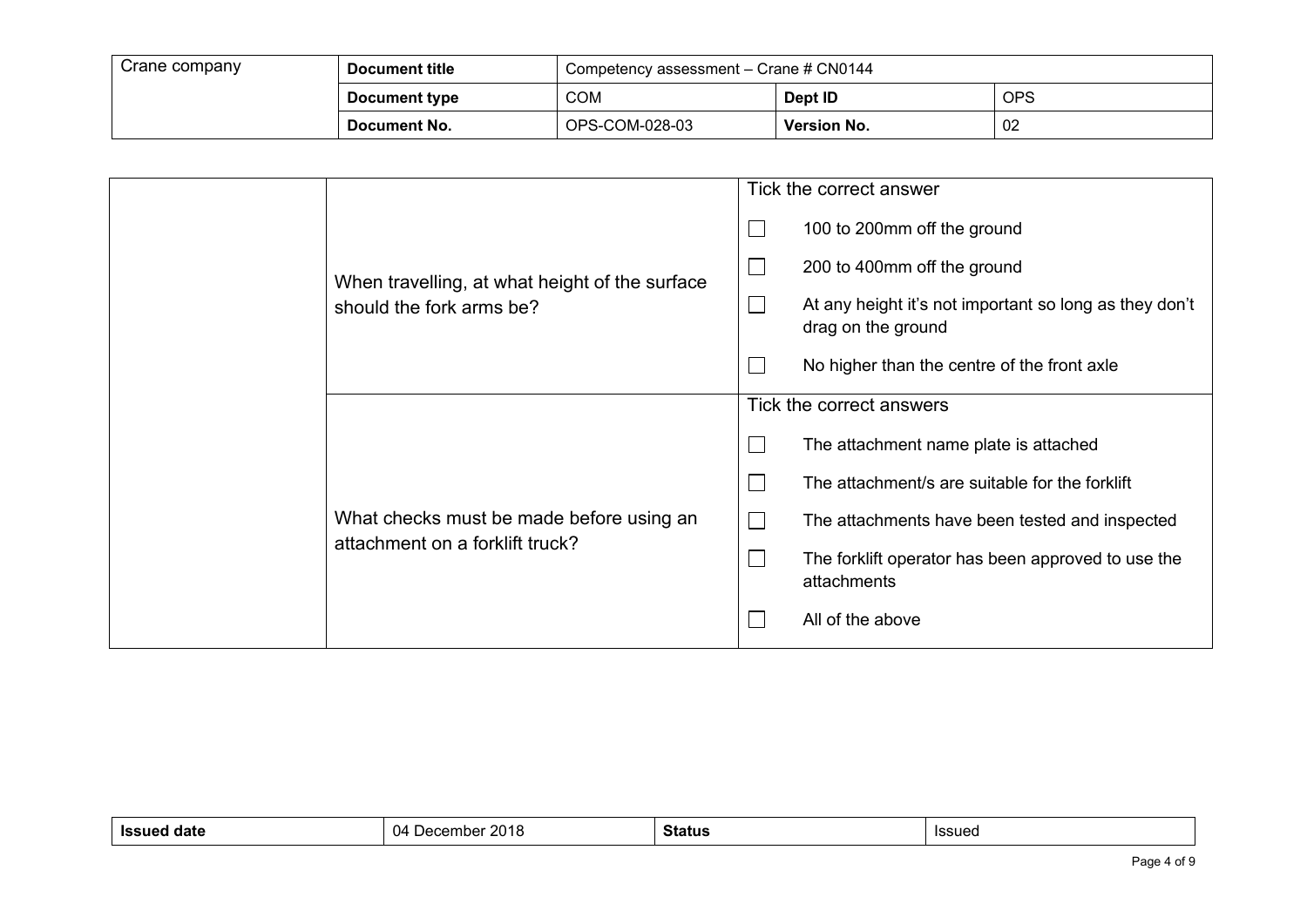| Crane company | Document title | Competency assessment – Crane # CN0144 | | |
|---|---|---|---|---|
| | Document type | COM | Dept ID | OPS |
| | Document No. | OPS-COM-028-03 | Version No. | 02 |

| | | |
|---|---|---|
| | When travelling, at what height of the surface should the fork arms be? | Tick the correct answer<br>☐ 100 to 200mm off the ground<br>☐ 200 to 400mm off the ground<br>☐ At any height it's not important so long as they don't drag on the ground<br>☐ No higher than the centre of the front axle |
| | What checks must be made before using an attachment on a forklift truck? | Tick the correct answers<br>☐ The attachment name plate is attached<br>☐ The attachment/s are suitable for the forklift<br>☐ The attachments have been tested and inspected<br>☐ The forklift operator has been approved to use the attachments<br>☐ All of the above |

| Issued date | 04 December 2018 | Status | Issued |
|---|---|---|---|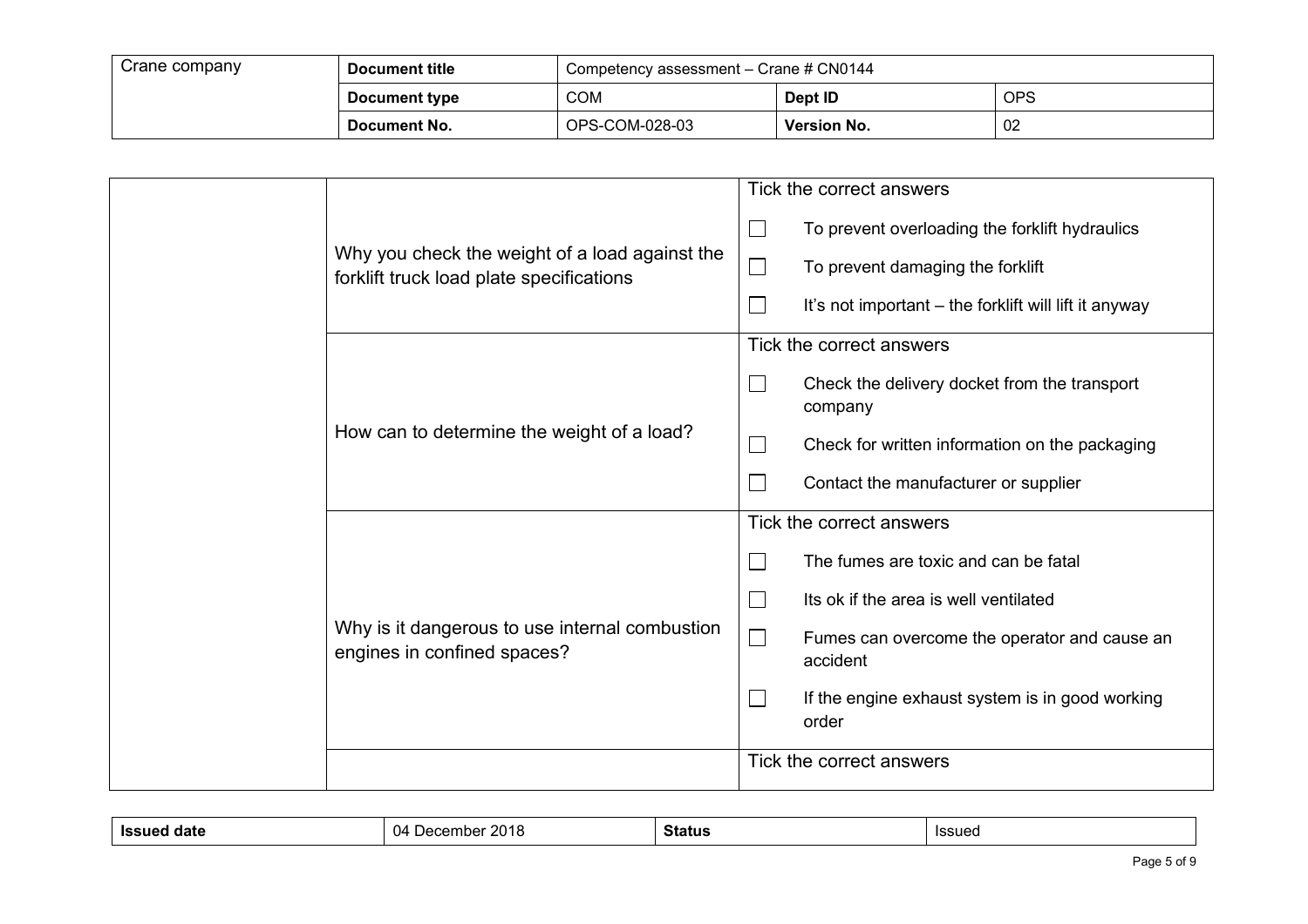| Crane company | Document title | Competency assessment – Crane # CN0144 | | |
|---|---|---|---|---|
| | Document type | COM | Dept ID | OPS |
| | Document No. | OPS-COM-028-03 | Version No. | 02 |

| | | |
|---|---|---|
| | Why you check the weight of a load against the forklift truck load plate specifications | Tick the correct answers<br>☐ To prevent overloading the forklift hydraulics<br>☐ To prevent damaging the forklift<br>☐ It's not important – the forklift will lift it anyway |
| | How can to determine the weight of a load? | Tick the correct answers<br>☐ Check the delivery docket from the transport company<br>☐ Check for written information on the packaging<br>☐ Contact the manufacturer or supplier |
| | Why is it dangerous to use internal combustion engines in confined spaces? | Tick the correct answers<br>☐ The fumes are toxic and can be fatal<br>☐ Its ok if the area is well ventilated<br>☐ Fumes can overcome the operator and cause an accident<br>☐ If the engine exhaust system is in good working order |
| | | Tick the correct answers |

| Issued date | 04 December 2018 | Status | Issued |
|---|---|---|---|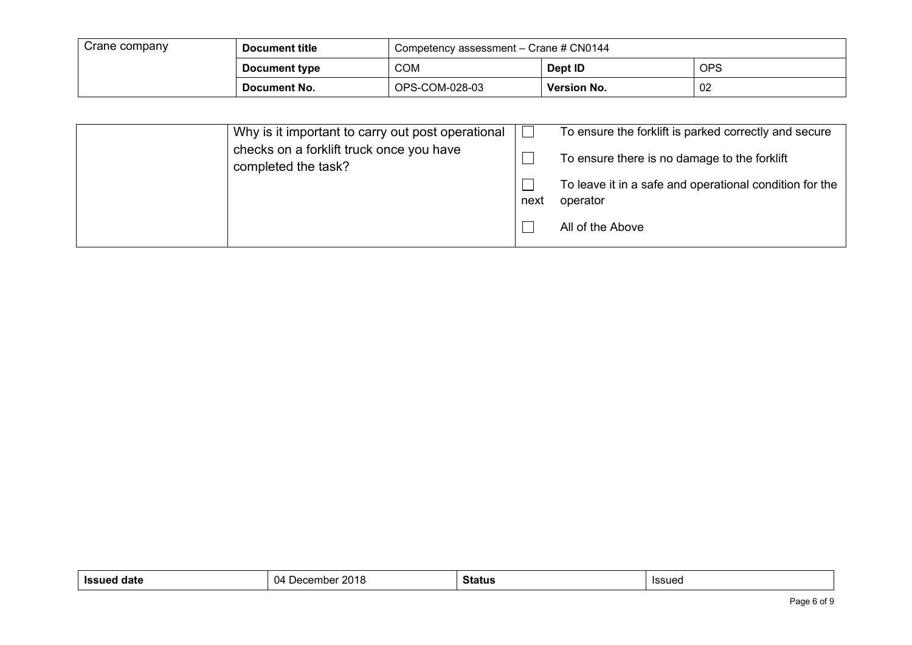| | | | |
|---|---|---|---|
| | Why is it important to carry out post operational checks on a forklift truck once you have completed the task? | ☐ | To ensure the forklift is parked correctly and secure |
| | | ☐ | To ensure there is no damage to the forklift |
| | | ☐ | To leave it in a safe and operational condition for the next operator |
| | | ☐ | All of the Above |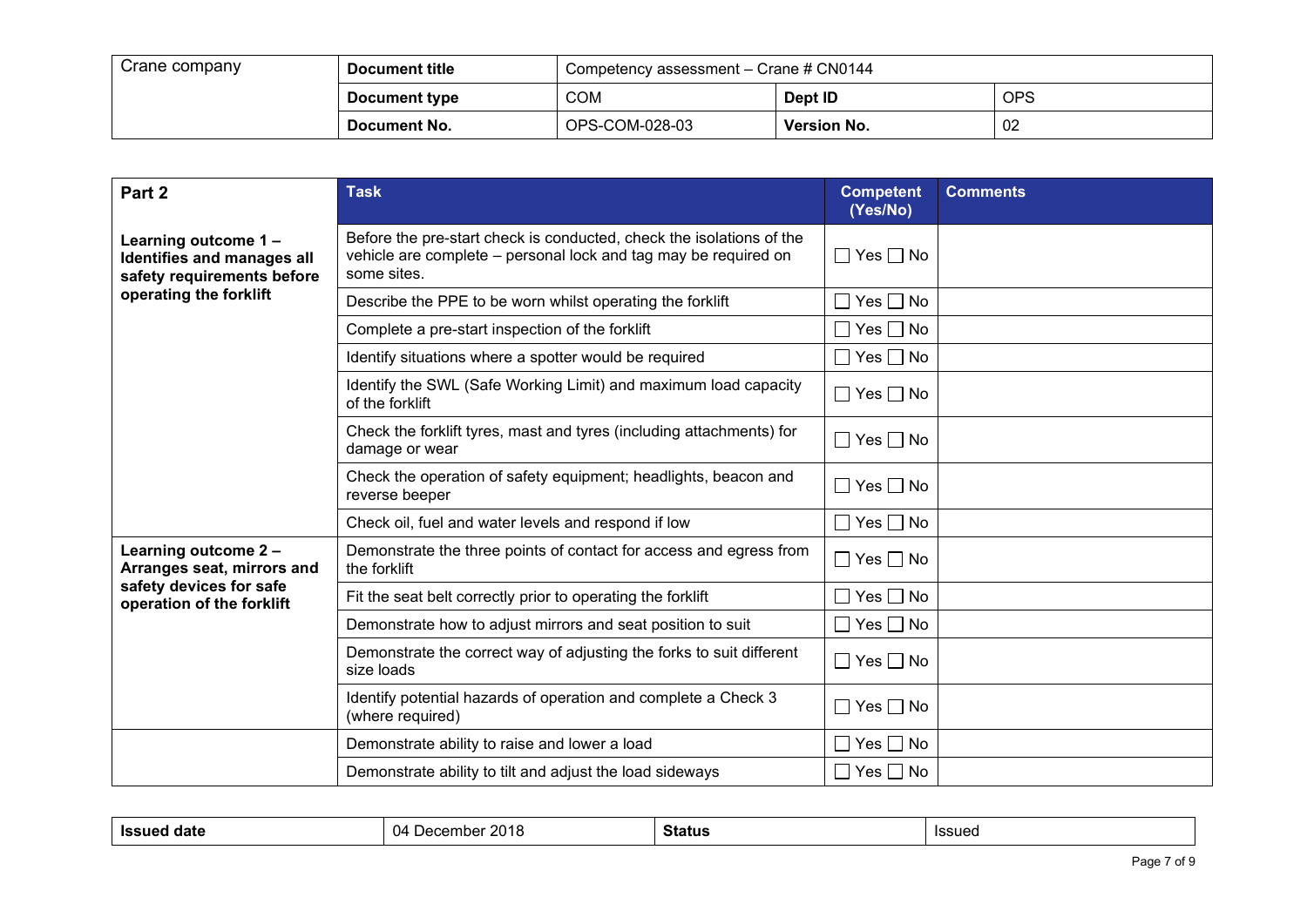| Crane company | **Document title** | Competency assessment – Crane # CN0144 | | |
|---|---|---|---|---|
| | **Document type** | COM | **Dept ID** | OPS |
| | **Document No.** | OPS-COM-028-03 | **Version No.** | 02 |

| Part 2 | Task | Competent (Yes/No) | Comments |
|---|---|---|---|
| **Learning outcome 1 – Identifies and manages all safety requirements before operating the forklift** | Before the pre-start check is conducted, check the isolations of the vehicle are complete – personal lock and tag may be required on some sites. | ☐ Yes ☐ No | |
| | Describe the PPE to be worn whilst operating the forklift | ☐ Yes ☐ No | |
| | Complete a pre-start inspection of the forklift | ☐ Yes ☐ No | |
| | Identify situations where a spotter would be required | ☐ Yes ☐ No | |
| | Identify the SWL (Safe Working Limit) and maximum load capacity of the forklift | ☐ Yes ☐ No | |
| | Check the forklift tyres, mast and tyres (including attachments) for damage or wear | ☐ Yes ☐ No | |
| | Check the operation of safety equipment; headlights, beacon and reverse beeper | ☐ Yes ☐ No | |
| | Check oil, fuel and water levels and respond if low | ☐ Yes ☐ No | |
| **Learning outcome 2 – Arranges seat, mirrors and safety devices for safe operation of the forklift** | Demonstrate the three points of contact for access and egress from the forklift | ☐ Yes ☐ No | |
| | Fit the seat belt correctly prior to operating the forklift | ☐ Yes ☐ No | |
| | Demonstrate how to adjust mirrors and seat position to suit | ☐ Yes ☐ No | |
| | Demonstrate the correct way of adjusting the forks to suit different size loads | ☐ Yes ☐ No | |
| | Identify potential hazards of operation and complete a Check 3 (where required) | ☐ Yes ☐ No | |
| | Demonstrate ability to raise and lower a load | ☐ Yes ☐ No | |
| | Demonstrate ability to tilt and adjust the load sideways | ☐ Yes ☐ No | |

| **Issued date** | 04 December 2018 | **Status** | Issued |
|---|---|---|---|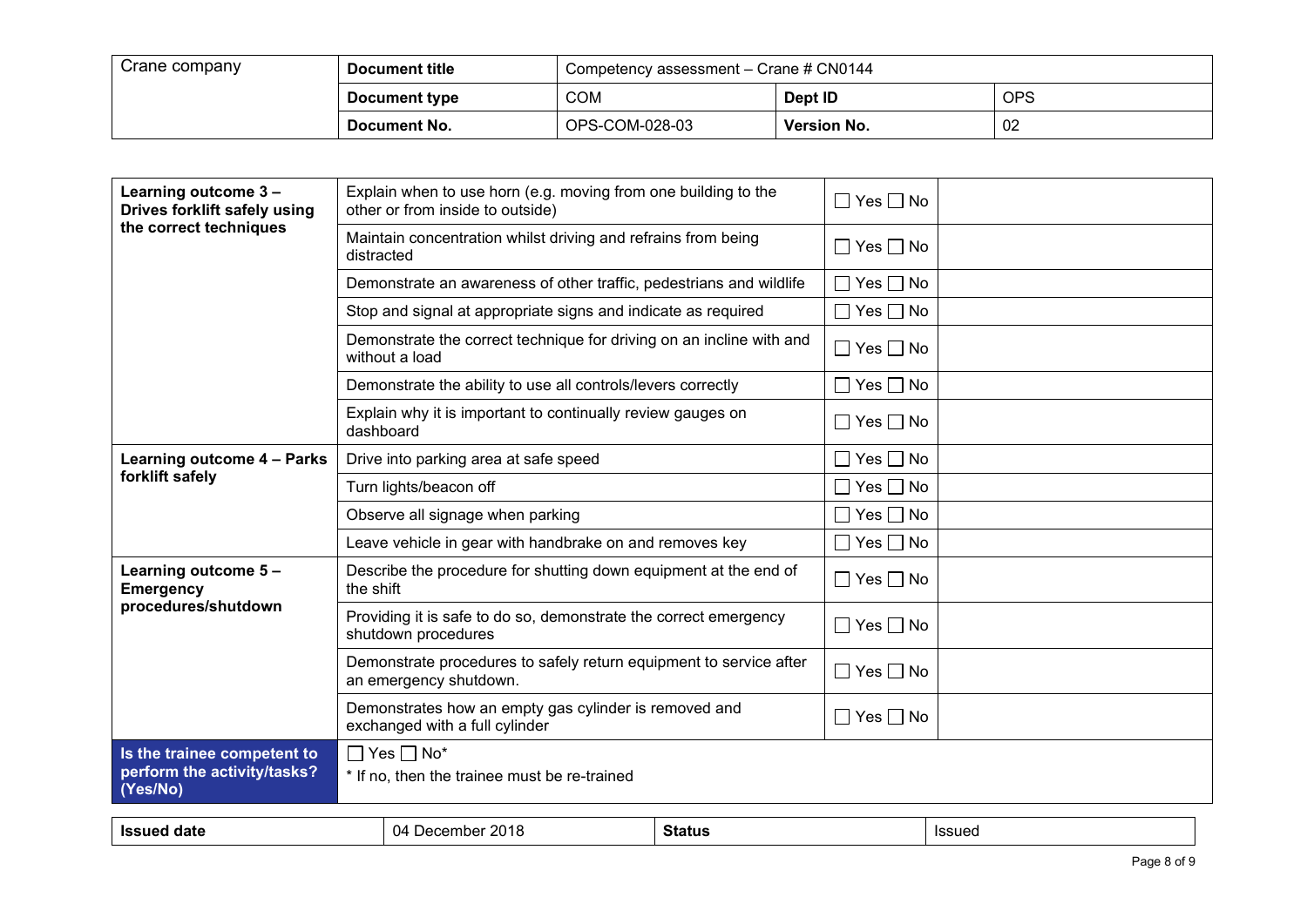| Crane company | Document title | Competency assessment – Crane # CN0144 | | |
|---|---|---|---|---|
| | Document type | COM | Dept ID | OPS |
| | Document No. | OPS-COM-028-03 | Version No. | 02 |

| | | | |
|---|---|---|---|
| **Learning outcome 3 – Drives forklift safely using the correct techniques** | Explain when to use horn (e.g. moving from one building to the other or from inside to outside) | ☐ Yes ☐ No | |
| | Maintain concentration whilst driving and refrains from being distracted | ☐ Yes ☐ No | |
| | Demonstrate an awareness of other traffic, pedestrians and wildlife | ☐ Yes ☐ No | |
| | Stop and signal at appropriate signs and indicate as required | ☐ Yes ☐ No | |
| | Demonstrate the correct technique for driving on an incline with and without a load | ☐ Yes ☐ No | |
| | Demonstrate the ability to use all controls/levers correctly | ☐ Yes ☐ No | |
| | Explain why it is important to continually review gauges on dashboard | ☐ Yes ☐ No | |
| **Learning outcome 4 – Parks forklift safely** | Drive into parking area at safe speed | ☐ Yes ☐ No | |
| | Turn lights/beacon off | ☐ Yes ☐ No | |
| | Observe all signage when parking | ☐ Yes ☐ No | |
| | Leave vehicle in gear with handbrake on and removes key | ☐ Yes ☐ No | |
| **Learning outcome 5 – Emergency procedures/shutdown** | Describe the procedure for shutting down equipment at the end of the shift | ☐ Yes ☐ No | |
| | Providing it is safe to do so, demonstrate the correct emergency shutdown procedures | ☐ Yes ☐ No | |
| | Demonstrate procedures to safely return equipment to service after an emergency shutdown. | ☐ Yes ☐ No | |
| | Demonstrates how an empty gas cylinder is removed and exchanged with a full cylinder | ☐ Yes ☐ No | |
| **Is the trainee competent to perform the activity/tasks? (Yes/No)** | ☐ Yes ☐ No* <br> * If no, then the trainee must be re-trained | | |

| Issued date | 04 December 2018 | Status | Issued |
|---|---|---|---|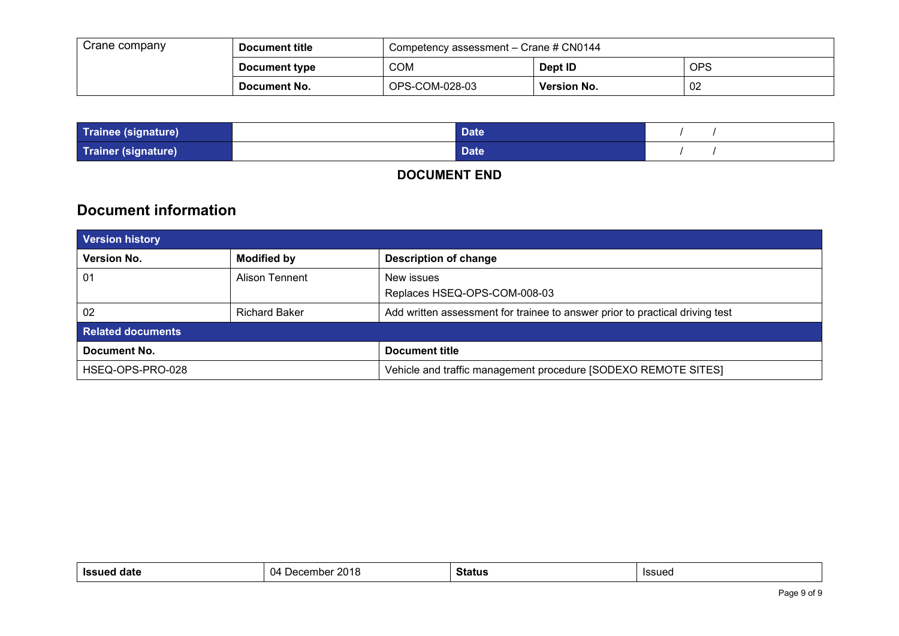| Trainee (signature) | | Date | / / |
| --- | --- | --- | --- |
| Trainer (signature) | | Date | / / |

**DOCUMENT END**

## Document information

| Version history | | |
| --- | --- | --- |
| **Version No.** | **Modified by** | **Description of change** |
| 01 | Alison Tennent | New issues<br>Replaces HSEQ-OPS-COM-008-03 |
| 02 | Richard Baker | Add written assessment for trainee to answer prior to practical driving test |

| Related documents | |
| --- | --- |
| **Document No.** | **Document title** |
| HSEQ-OPS-PRO-028 | Vehicle and traffic management procedure [SODEXO REMOTE SITES] |